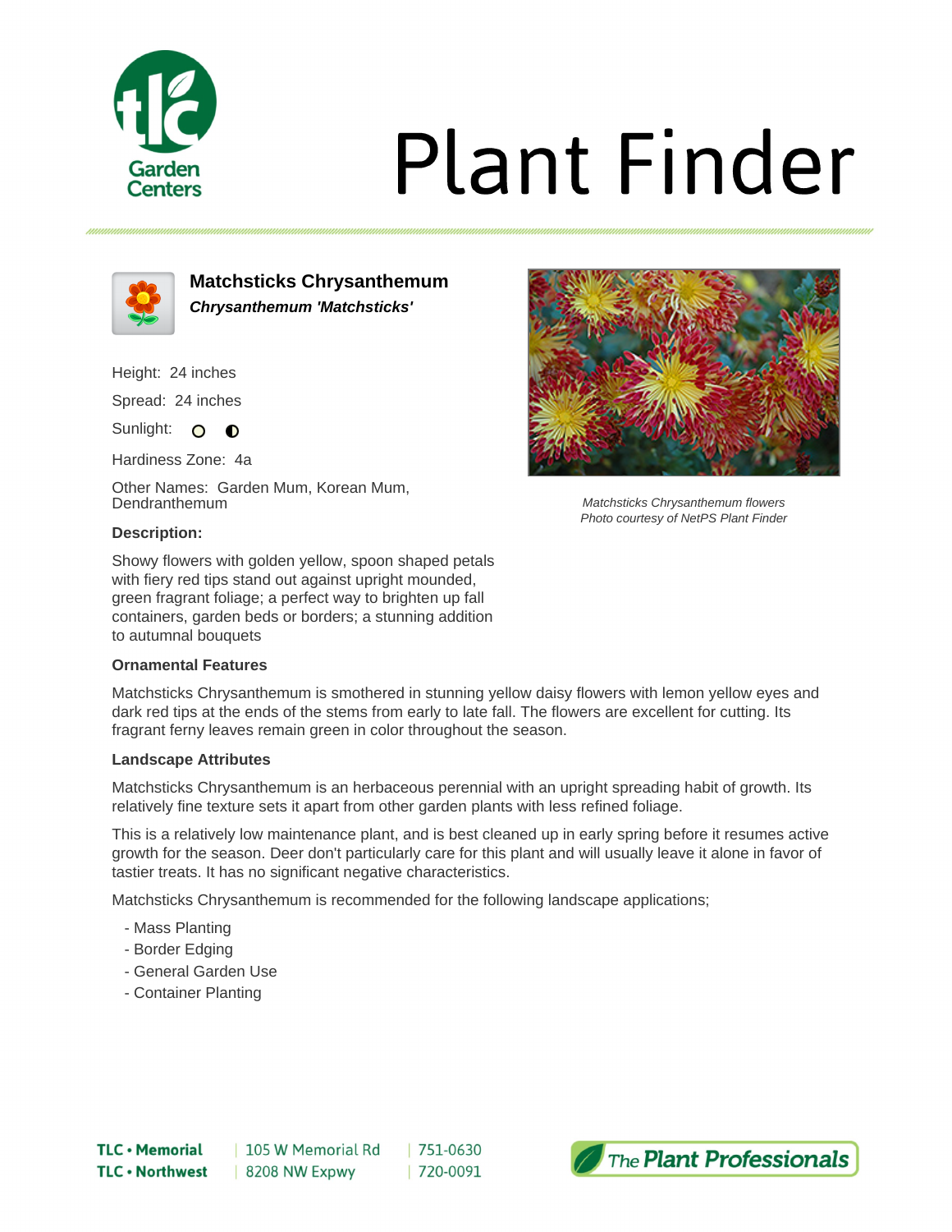# Plant Finder

## Matchsticks Chrysanthemum

***Chrysanthemum 'Matchsticks'***

Height: 24 inches

Spread: 24 inches

Sunlight:

Hardiness Zone: 4a

Other Names: Garden Mum, Korean Mum, Dendranthemum

*Matchsticks Chrysanthemum flowers*
*Photo courtesy of NetPS Plant Finder*

**Description:**

Showy flowers with golden yellow, spoon shaped petals with fiery red tips stand out against upright mounded, green fragrant foliage; a perfect way to brighten up fall containers, garden beds or borders; a stunning addition to autumnal bouquets

**Ornamental Features**

Matchsticks Chrysanthemum is smothered in stunning yellow daisy flowers with lemon yellow eyes and dark red tips at the ends of the stems from early to late fall. The flowers are excellent for cutting. Its fragrant ferny leaves remain green in color throughout the season.

**Landscape Attributes**

Matchsticks Chrysanthemum is an herbaceous perennial with an upright spreading habit of growth. Its relatively fine texture sets it apart from other garden plants with less refined foliage.

This is a relatively low maintenance plant, and is best cleaned up in early spring before it resumes active growth for the season. Deer don't particularly care for this plant and will usually leave it alone in favor of tastier treats. It has no significant negative characteristics.

Matchsticks Chrysanthemum is recommended for the following landscape applications;

- Mass Planting
- Border Edging
- General Garden Use
- Container Planting

**TLC • Memorial** | 105 W Memorial Rd | 751-0630
**TLC • Northwest** | 8208 NW Expwy | 720-0091

*The Plant Professionals*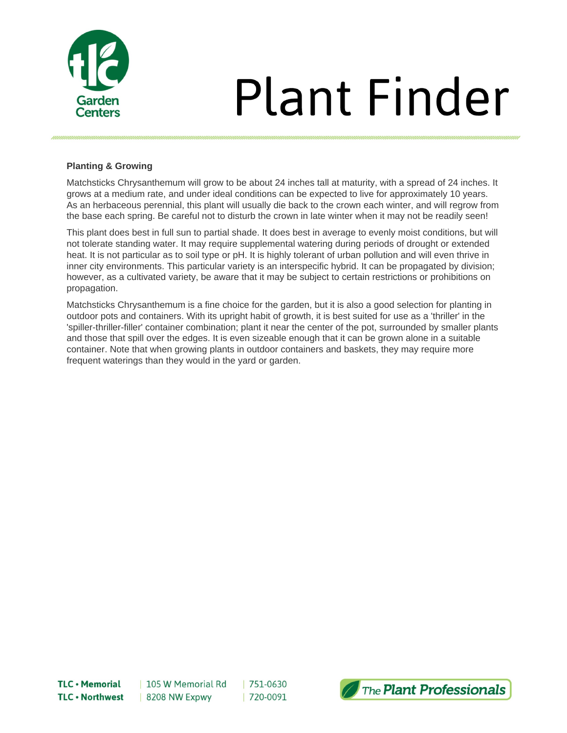### Planting & Growing

Matchsticks Chrysanthemum will grow to be about 24 inches tall at maturity, with a spread of 24 inches. It grows at a medium rate, and under ideal conditions can be expected to live for approximately 10 years. As an herbaceous perennial, this plant will usually die back to the crown each winter, and will regrow from the base each spring. Be careful not to disturb the crown in late winter when it may not be readily seen!

This plant does best in full sun to partial shade. It does best in average to evenly moist conditions, but will not tolerate standing water. It may require supplemental watering during periods of drought or extended heat. It is not particular as to soil type or pH. It is highly tolerant of urban pollution and will even thrive in inner city environments. This particular variety is an interspecific hybrid. It can be propagated by division; however, as a cultivated variety, be aware that it may be subject to certain restrictions or prohibitions on propagation.

Matchsticks Chrysanthemum is a fine choice for the garden, but it is also a good selection for planting in outdoor pots and containers. With its upright habit of growth, it is best suited for use as a 'thriller' in the 'spiller-thriller-filler' container combination; plant it near the center of the pot, surrounded by smaller plants and those that spill over the edges. It is even sizeable enough that it can be grown alone in a suitable container. Note that when growing plants in outdoor containers and baskets, they may require more frequent waterings than they would in the yard or garden.